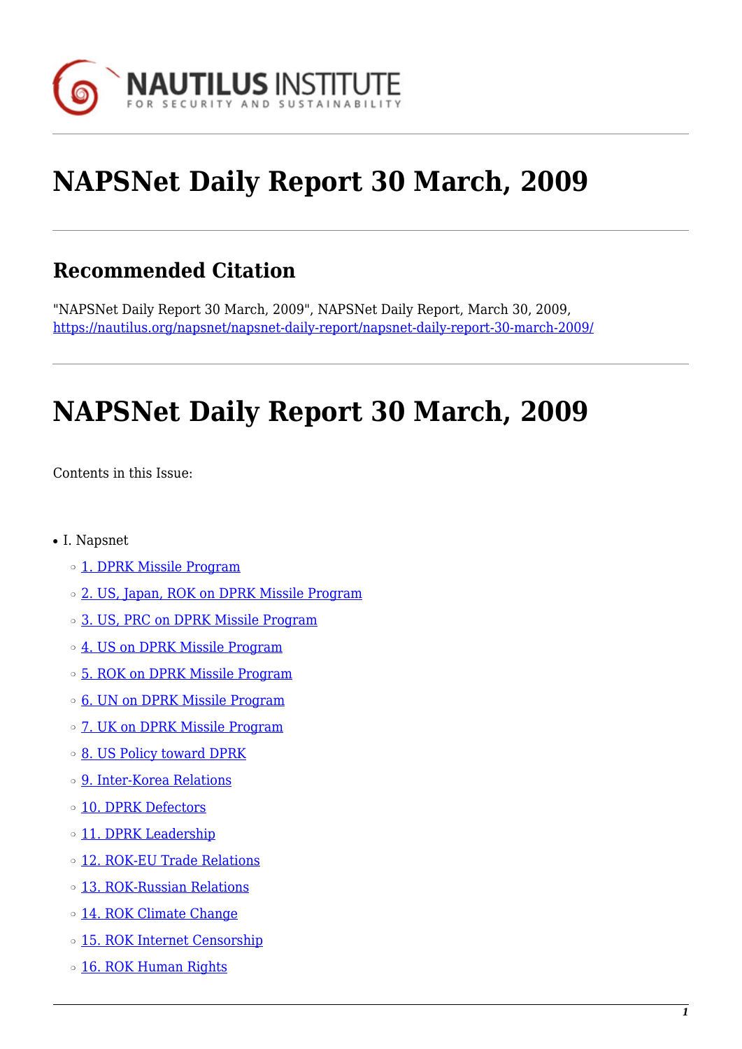# NAPSNet Daily Report 30 March, 2009

## Recommended Citation

"NAPSNet Daily Report 30 March, 2009", NAPSNet Daily Report, March 30, 2009, https://nautilus.org/napsnet/napsnet-daily-report/napsnet-daily-report-30-march-2009/

# NAPSNet Daily Report 30 March, 2009

Contents in this Issue:

- I. Napsnet
    - 1. DPRK Missile Program
    - 2. US, Japan, ROK on DPRK Missile Program
    - 3. US, PRC on DPRK Missile Program
    - 4. US on DPRK Missile Program
    - 5. ROK on DPRK Missile Program
    - 6. UN on DPRK Missile Program
    - 7. UK on DPRK Missile Program
    - 8. US Policy toward DPRK
    - 9. Inter-Korea Relations
    - 10. DPRK Defectors
    - 11. DPRK Leadership
    - 12. ROK-EU Trade Relations
    - 13. ROK-Russian Relations
    - 14. ROK Climate Change
    - 15. ROK Internet Censorship
    - 16. ROK Human Rights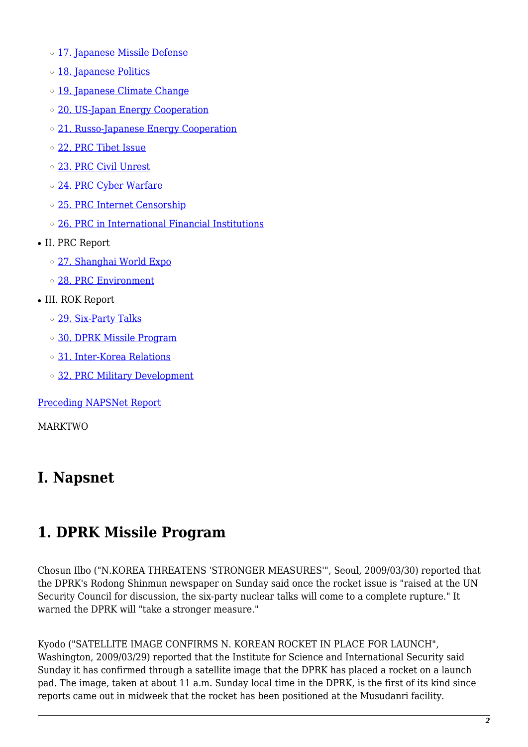- [17. Japanese Missile Defense]
- [18. Japanese Politics]
- [19. Japanese Climate Change]
- [20. US-Japan Energy Cooperation]
- [21. Russo-Japanese Energy Cooperation]
- [22. PRC Tibet Issue]
- [23. PRC Civil Unrest]
- [24. PRC Cyber Warfare]
- [25. PRC Internet Censorship]
- [26. PRC in International Financial Institutions]

- II. PRC Report
  - [27. Shanghai World Expo]
  - [28. PRC Environment]
- III. ROK Report
  - [29. Six-Party Talks]
  - [30. DPRK Missile Program]
  - [31. Inter-Korea Relations]
  - [32. PRC Military Development]

[Preceding NAPSNet Report]

MARKTWO

# I. Napsnet

## 1. DPRK Missile Program

Chosun Ilbo ("N.KOREA THREATENS 'STRONGER MEASURES'", Seoul, 2009/03/30) reported that the DPRK's Rodong Shinmun newspaper on Sunday said once the rocket issue is "raised at the UN Security Council for discussion, the six-party nuclear talks will come to a complete rupture." It warned the DPRK will "take a stronger measure."

Kyodo ("SATELLITE IMAGE CONFIRMS N. KOREAN ROCKET IN PLACE FOR LAUNCH", Washington, 2009/03/29) reported that the Institute for Science and International Security said Sunday it has confirmed through a satellite image that the DPRK has placed a rocket on a launch pad. The image, taken at about 11 a.m. Sunday local time in the DPRK, is the first of its kind since reports came out in midweek that the rocket has been positioned at the Musudanri facility.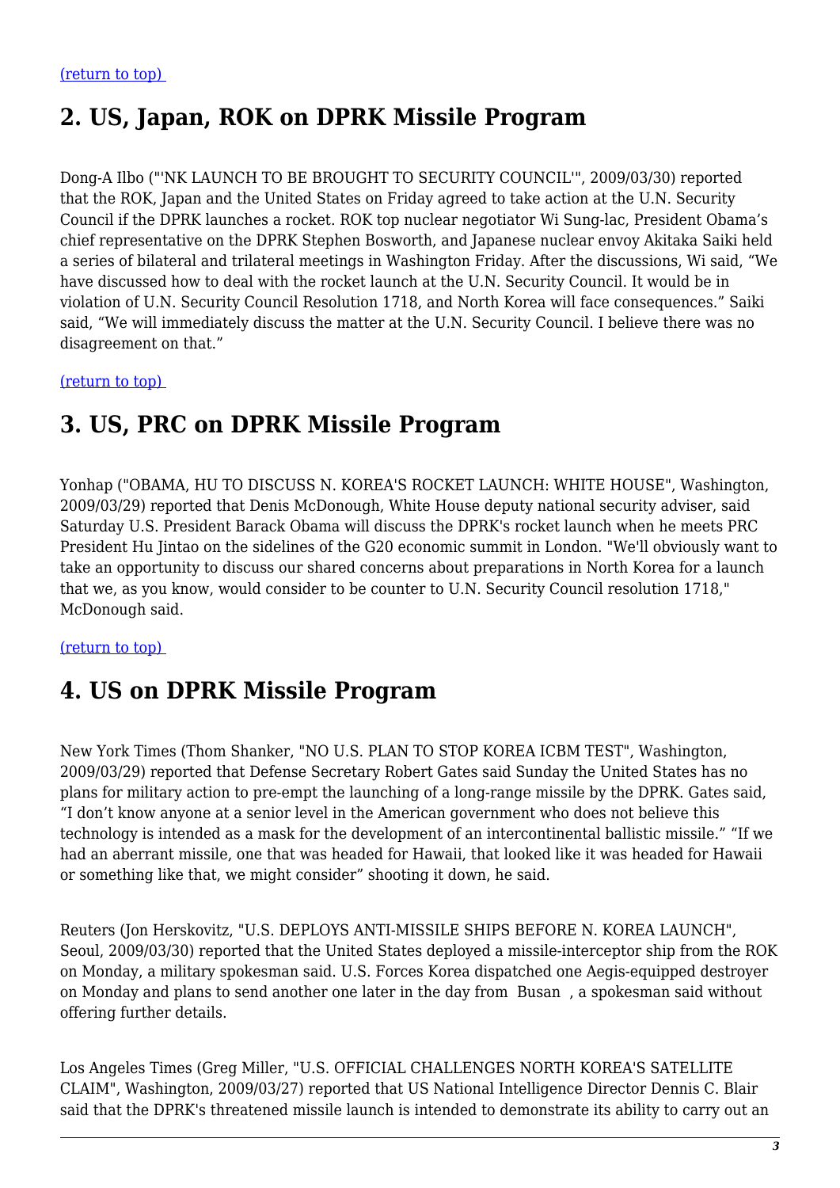[(return to top)](#)

## 2. US, Japan, ROK on DPRK Missile Program

Dong-A Ilbo ("'NK LAUNCH TO BE BROUGHT TO SECURITY COUNCIL'", 2009/03/30) reported that the ROK, Japan and the United States on Friday agreed to take action at the U.N. Security Council if the DPRK launches a rocket. ROK top nuclear negotiator Wi Sung-lac, President Obama's chief representative on the DPRK Stephen Bosworth, and Japanese nuclear envoy Akitaka Saiki held a series of bilateral and trilateral meetings in Washington Friday. After the discussions, Wi said, "We have discussed how to deal with the rocket launch at the U.N. Security Council. It would be in violation of U.N. Security Council Resolution 1718, and North Korea will face consequences." Saiki said, "We will immediately discuss the matter at the U.N. Security Council. I believe there was no disagreement on that."

[(return to top)](#)

## 3. US, PRC on DPRK Missile Program

Yonhap ("OBAMA, HU TO DISCUSS N. KOREA'S ROCKET LAUNCH: WHITE HOUSE", Washington, 2009/03/29) reported that Denis McDonough, White House deputy national security adviser, said Saturday U.S. President Barack Obama will discuss the DPRK's rocket launch when he meets PRC President Hu Jintao on the sidelines of the G20 economic summit in London. "We'll obviously want to take an opportunity to discuss our shared concerns about preparations in North Korea for a launch that we, as you know, would consider to be counter to U.N. Security Council resolution 1718," McDonough said.

[(return to top)](#)

## 4. US on DPRK Missile Program

New York Times (Thom Shanker, "NO U.S. PLAN TO STOP KOREA ICBM TEST", Washington, 2009/03/29) reported that Defense Secretary Robert Gates said Sunday the United States has no plans for military action to pre-empt the launching of a long-range missile by the DPRK. Gates said, "I don't know anyone at a senior level in the American government who does not believe this technology is intended as a mask for the development of an intercontinental ballistic missile." "If we had an aberrant missile, one that was headed for Hawaii, that looked like it was headed for Hawaii or something like that, we might consider" shooting it down, he said.

Reuters (Jon Herskovitz, "U.S. DEPLOYS ANTI-MISSILE SHIPS BEFORE N. KOREA LAUNCH", Seoul, 2009/03/30) reported that the United States deployed a missile-interceptor ship from the ROK on Monday, a military spokesman said. U.S. Forces Korea dispatched one Aegis-equipped destroyer on Monday and plans to send another one later in the day from Busan, a spokesman said without offering further details.

Los Angeles Times (Greg Miller, "U.S. OFFICIAL CHALLENGES NORTH KOREA'S SATELLITE CLAIM", Washington, 2009/03/27) reported that US National Intelligence Director Dennis C. Blair said that the DPRK's threatened missile launch is intended to demonstrate its ability to carry out an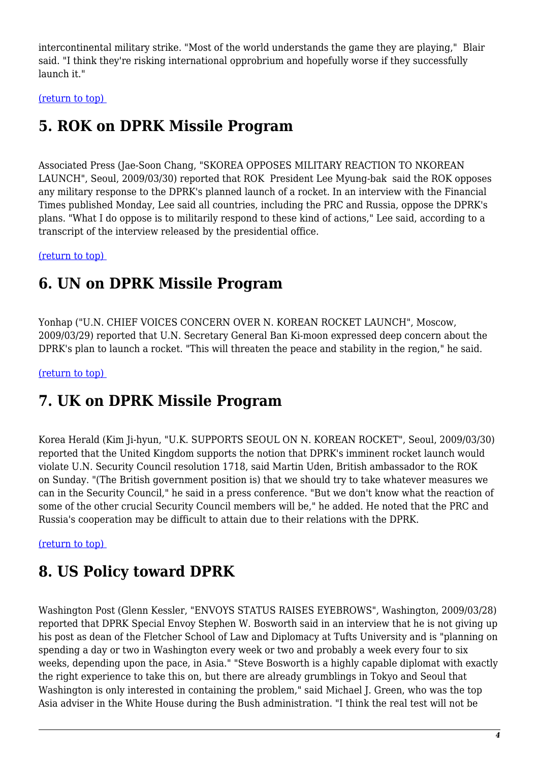intercontinental military strike. "Most of the world understands the game they are playing," Blair said. "I think they're risking international opprobrium and hopefully worse if they successfully launch it."

(return to top)

## 5. ROK on DPRK Missile Program

Associated Press (Jae-Soon Chang, "SKOREA OPPOSES MILITARY REACTION TO NKOREAN LAUNCH", Seoul, 2009/03/30) reported that ROK President Lee Myung-bak said the ROK opposes any military response to the DPRK's planned launch of a rocket. In an interview with the Financial Times published Monday, Lee said all countries, including the PRC and Russia, oppose the DPRK's plans. "What I do oppose is to militarily respond to these kind of actions," Lee said, according to a transcript of the interview released by the presidential office.

(return to top)

## 6. UN on DPRK Missile Program

Yonhap ("U.N. CHIEF VOICES CONCERN OVER N. KOREAN ROCKET LAUNCH", Moscow, 2009/03/29) reported that U.N. Secretary General Ban Ki-moon expressed deep concern about the DPRK's plan to launch a rocket. "This will threaten the peace and stability in the region," he said.

(return to top)

## 7. UK on DPRK Missile Program

Korea Herald (Kim Ji-hyun, "U.K. SUPPORTS SEOUL ON N. KOREAN ROCKET", Seoul, 2009/03/30) reported that the United Kingdom supports the notion that DPRK's imminent rocket launch would violate U.N. Security Council resolution 1718, said Martin Uden, British ambassador to the ROK on Sunday. "(The British government position is) that we should try to take whatever measures we can in the Security Council," he said in a press conference. "But we don't know what the reaction of some of the other crucial Security Council members will be," he added. He noted that the PRC and Russia's cooperation may be difficult to attain due to their relations with the DPRK.

(return to top)

## 8. US Policy toward DPRK

Washington Post (Glenn Kessler, "ENVOYS STATUS RAISES EYEBROWS", Washington, 2009/03/28) reported that DPRK Special Envoy Stephen W. Bosworth said in an interview that he is not giving up his post as dean of the Fletcher School of Law and Diplomacy at Tufts University and is "planning on spending a day or two in Washington every week or two and probably a week every four to six weeks, depending upon the pace, in Asia." "Steve Bosworth is a highly capable diplomat with exactly the right experience to take this on, but there are already grumblings in Tokyo and Seoul that Washington is only interested in containing the problem," said Michael J. Green, who was the top Asia adviser in the White House during the Bush administration. "I think the real test will not be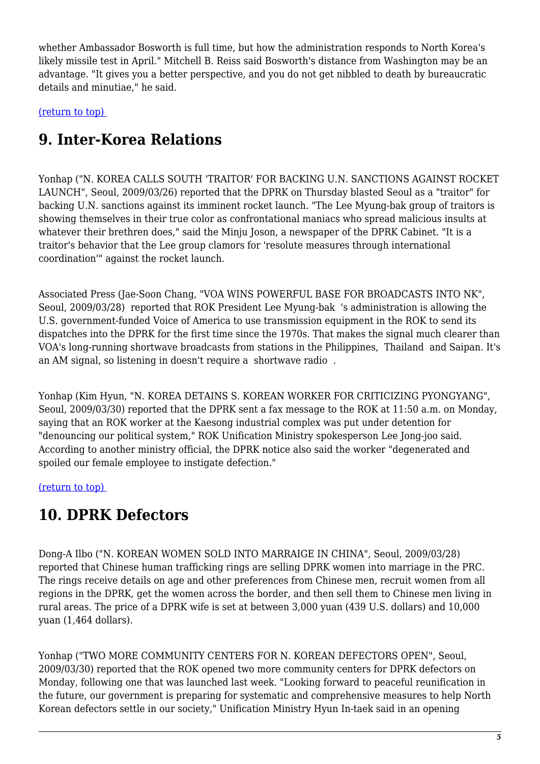whether Ambassador Bosworth is full time, but how the administration responds to North Korea's likely missile test in April." Mitchell B. Reiss said Bosworth's distance from Washington may be an advantage. "It gives you a better perspective, and you do not get nibbled to death by bureaucratic details and minutiae," he said.

(return to top)

## 9. Inter-Korea Relations

Yonhap ("N. KOREA CALLS SOUTH 'TRAITOR' FOR BACKING U.N. SANCTIONS AGAINST ROCKET LAUNCH", Seoul, 2009/03/26) reported that the DPRK on Thursday blasted Seoul as a "traitor" for backing U.N. sanctions against its imminent rocket launch. "The Lee Myung-bak group of traitors is showing themselves in their true color as confrontational maniacs who spread malicious insults at whatever their brethren does," said the Minju Joson, a newspaper of the DPRK Cabinet. "It is a traitor's behavior that the Lee group clamors for 'resolute measures through international coordination'" against the rocket launch.

Associated Press (Jae-Soon Chang, "VOA WINS POWERFUL BASE FOR BROADCASTS INTO NK", Seoul, 2009/03/28) reported that ROK President Lee Myung-bak 's administration is allowing the U.S. government-funded Voice of America to use transmission equipment in the ROK to send its dispatches into the DPRK for the first time since the 1970s. That makes the signal much clearer than VOA's long-running shortwave broadcasts from stations in the Philippines, Thailand and Saipan. It's an AM signal, so listening in doesn't require a shortwave radio .

Yonhap (Kim Hyun, "N. KOREA DETAINS S. KOREAN WORKER FOR CRITICIZING PYONGYANG", Seoul, 2009/03/30) reported that the DPRK sent a fax message to the ROK at 11:50 a.m. on Monday, saying that an ROK worker at the Kaesong industrial complex was put under detention for "denouncing our political system," ROK Unification Ministry spokesperson Lee Jong-joo said. According to another ministry official, the DPRK notice also said the worker "degenerated and spoiled our female employee to instigate defection."

(return to top)

## 10. DPRK Defectors

Dong-A Ilbo ("N. KOREAN WOMEN SOLD INTO MARRAIGE IN CHINA", Seoul, 2009/03/28) reported that Chinese human trafficking rings are selling DPRK women into marriage in the PRC. The rings receive details on age and other preferences from Chinese men, recruit women from all regions in the DPRK, get the women across the border, and then sell them to Chinese men living in rural areas. The price of a DPRK wife is set at between 3,000 yuan (439 U.S. dollars) and 10,000 yuan (1,464 dollars).

Yonhap ("TWO MORE COMMUNITY CENTERS FOR N. KOREAN DEFECTORS OPEN", Seoul, 2009/03/30) reported that the ROK opened two more community centers for DPRK defectors on Monday, following one that was launched last week. "Looking forward to peaceful reunification in the future, our government is preparing for systematic and comprehensive measures to help North Korean defectors settle in our society," Unification Ministry Hyun In-taek said in an opening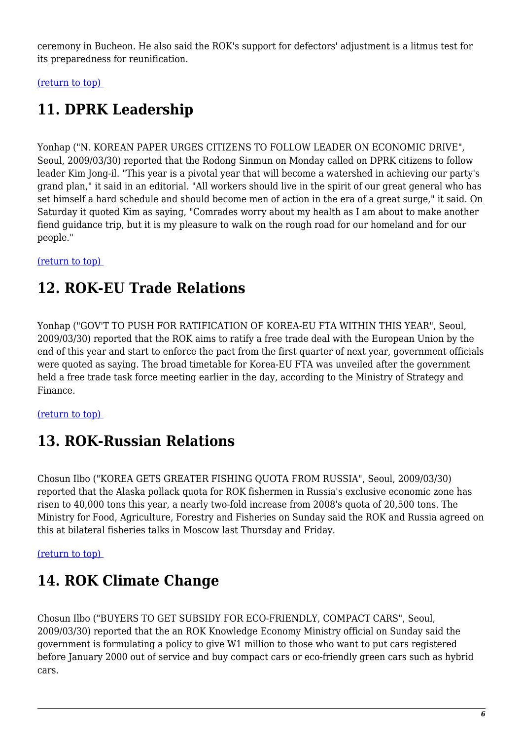ceremony in Bucheon. He also said the ROK's support for defectors' adjustment is a litmus test for its preparedness for reunification.

(return to top)

## 11. DPRK Leadership

Yonhap ("N. KOREAN PAPER URGES CITIZENS TO FOLLOW LEADER ON ECONOMIC DRIVE", Seoul, 2009/03/30) reported that the Rodong Sinmun on Monday called on DPRK citizens to follow leader Kim Jong-il. "This year is a pivotal year that will become a watershed in achieving our party's grand plan," it said in an editorial. "All workers should live in the spirit of our great general who has set himself a hard schedule and should become men of action in the era of a great surge," it said. On Saturday it quoted Kim as saying, "Comrades worry about my health as I am about to make another fiend guidance trip, but it is my pleasure to walk on the rough road for our homeland and for our people."

(return to top)

## 12. ROK-EU Trade Relations

Yonhap ("GOV'T TO PUSH FOR RATIFICATION OF KOREA-EU FTA WITHIN THIS YEAR", Seoul, 2009/03/30) reported that the ROK aims to ratify a free trade deal with the European Union by the end of this year and start to enforce the pact from the first quarter of next year, government officials were quoted as saying. The broad timetable for Korea-EU FTA was unveiled after the government held a free trade task force meeting earlier in the day, according to the Ministry of Strategy and Finance.

(return to top)

## 13. ROK-Russian Relations

Chosun Ilbo ("KOREA GETS GREATER FISHING QUOTA FROM RUSSIA", Seoul, 2009/03/30) reported that the Alaska pollack quota for ROK fishermen in Russia's exclusive economic zone has risen to 40,000 tons this year, a nearly two-fold increase from 2008's quota of 20,500 tons. The Ministry for Food, Agriculture, Forestry and Fisheries on Sunday said the ROK and Russia agreed on this at bilateral fisheries talks in Moscow last Thursday and Friday.

(return to top)

## 14. ROK Climate Change

Chosun Ilbo ("BUYERS TO GET SUBSIDY FOR ECO-FRIENDLY, COMPACT CARS", Seoul, 2009/03/30) reported that the an ROK Knowledge Economy Ministry official on Sunday said the government is formulating a policy to give W1 million to those who want to put cars registered before January 2000 out of service and buy compact cars or eco-friendly green cars such as hybrid cars.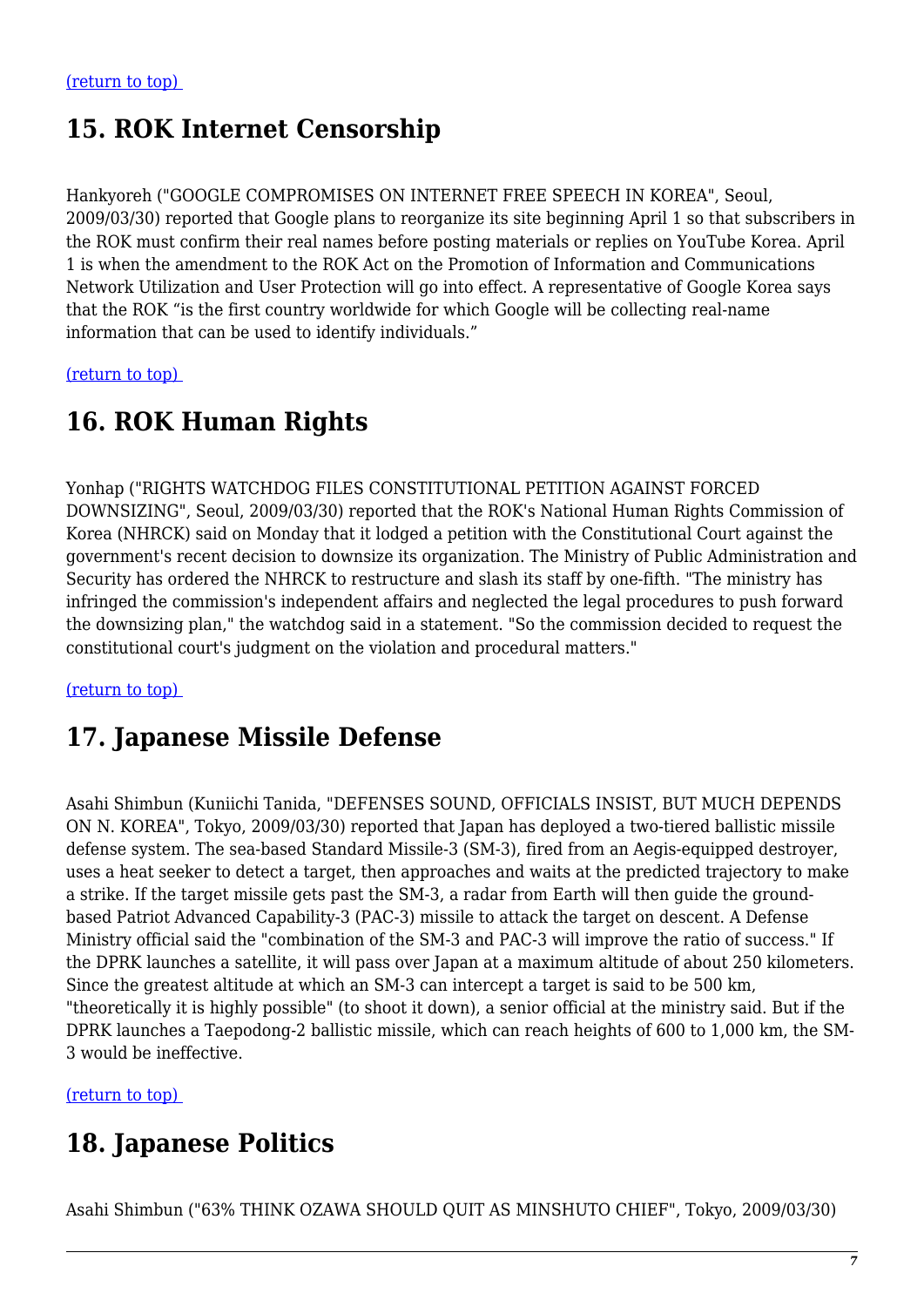[(return to top)](#)

## 15. ROK Internet Censorship

Hankyoreh ("GOOGLE COMPROMISES ON INTERNET FREE SPEECH IN KOREA", Seoul, 2009/03/30) reported that Google plans to reorganize its site beginning April 1 so that subscribers in the ROK must confirm their real names before posting materials or replies on YouTube Korea. April 1 is when the amendment to the ROK Act on the Promotion of Information and Communications Network Utilization and User Protection will go into effect. A representative of Google Korea says that the ROK "is the first country worldwide for which Google will be collecting real-name information that can be used to identify individuals."

[(return to top)](#)

## 16. ROK Human Rights

Yonhap ("RIGHTS WATCHDOG FILES CONSTITUTIONAL PETITION AGAINST FORCED DOWNSIZING", Seoul, 2009/03/30) reported that the ROK's National Human Rights Commission of Korea (NHRCK) said on Monday that it lodged a petition with the Constitutional Court against the government's recent decision to downsize its organization. The Ministry of Public Administration and Security has ordered the NHRCK to restructure and slash its staff by one-fifth. "The ministry has infringed the commission's independent affairs and neglected the legal procedures to push forward the downsizing plan," the watchdog said in a statement. "So the commission decided to request the constitutional court's judgment on the violation and procedural matters."

[(return to top)](#)

## 17. Japanese Missile Defense

Asahi Shimbun (Kuniichi Tanida, "DEFENSES SOUND, OFFICIALS INSIST, BUT MUCH DEPENDS ON N. KOREA", Tokyo, 2009/03/30) reported that Japan has deployed a two-tiered ballistic missile defense system. The sea-based Standard Missile-3 (SM-3), fired from an Aegis-equipped destroyer, uses a heat seeker to detect a target, then approaches and waits at the predicted trajectory to make a strike. If the target missile gets past the SM-3, a radar from Earth will then guide the ground-based Patriot Advanced Capability-3 (PAC-3) missile to attack the target on descent. A Defense Ministry official said the "combination of the SM-3 and PAC-3 will improve the ratio of success." If the DPRK launches a satellite, it will pass over Japan at a maximum altitude of about 250 kilometers. Since the greatest altitude at which an SM-3 can intercept a target is said to be 500 km, "theoretically it is highly possible" (to shoot it down), a senior official at the ministry said. But if the DPRK launches a Taepodong-2 ballistic missile, which can reach heights of 600 to 1,000 km, the SM-3 would be ineffective.

[(return to top)](#)

## 18. Japanese Politics

Asahi Shimbun ("63% THINK OZAWA SHOULD QUIT AS MINSHUTO CHIEF", Tokyo, 2009/03/30)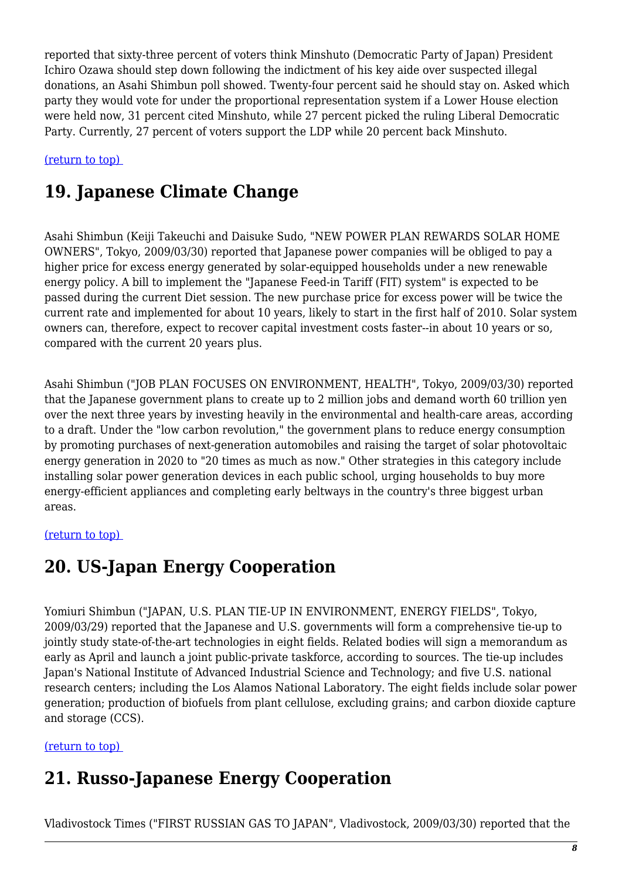reported that sixty-three percent of voters think Minshuto (Democratic Party of Japan) President Ichiro Ozawa should step down following the indictment of his key aide over suspected illegal donations, an Asahi Shimbun poll showed. Twenty-four percent said he should stay on. Asked which party they would vote for under the proportional representation system if a Lower House election were held now, 31 percent cited Minshuto, while 27 percent picked the ruling Liberal Democratic Party. Currently, 27 percent of voters support the LDP while 20 percent back Minshuto.

(return to top)

## 19. Japanese Climate Change

Asahi Shimbun (Keiji Takeuchi and Daisuke Sudo, "NEW POWER PLAN REWARDS SOLAR HOME OWNERS", Tokyo, 2009/03/30) reported that Japanese power companies will be obliged to pay a higher price for excess energy generated by solar-equipped households under a new renewable energy policy. A bill to implement the "Japanese Feed-in Tariff (FIT) system" is expected to be passed during the current Diet session. The new purchase price for excess power will be twice the current rate and implemented for about 10 years, likely to start in the first half of 2010. Solar system owners can, therefore, expect to recover capital investment costs faster--in about 10 years or so, compared with the current 20 years plus.

Asahi Shimbun ("JOB PLAN FOCUSES ON ENVIRONMENT, HEALTH", Tokyo, 2009/03/30) reported that the Japanese government plans to create up to 2 million jobs and demand worth 60 trillion yen over the next three years by investing heavily in the environmental and health-care areas, according to a draft. Under the "low carbon revolution," the government plans to reduce energy consumption by promoting purchases of next-generation automobiles and raising the target of solar photovoltaic energy generation in 2020 to "20 times as much as now." Other strategies in this category include installing solar power generation devices in each public school, urging households to buy more energy-efficient appliances and completing early beltways in the country's three biggest urban areas.

(return to top)

## 20. US-Japan Energy Cooperation

Yomiuri Shimbun ("JAPAN, U.S. PLAN TIE-UP IN ENVIRONMENT, ENERGY FIELDS", Tokyo, 2009/03/29) reported that the Japanese and U.S. governments will form a comprehensive tie-up to jointly study state-of-the-art technologies in eight fields. Related bodies will sign a memorandum as early as April and launch a joint public-private taskforce, according to sources. The tie-up includes Japan's National Institute of Advanced Industrial Science and Technology; and five U.S. national research centers; including the Los Alamos National Laboratory. The eight fields include solar power generation; production of biofuels from plant cellulose, excluding grains; and carbon dioxide capture and storage (CCS).

(return to top)

## 21. Russo-Japanese Energy Cooperation

Vladivostock Times ("FIRST RUSSIAN GAS TO JAPAN", Vladivostock, 2009/03/30) reported that the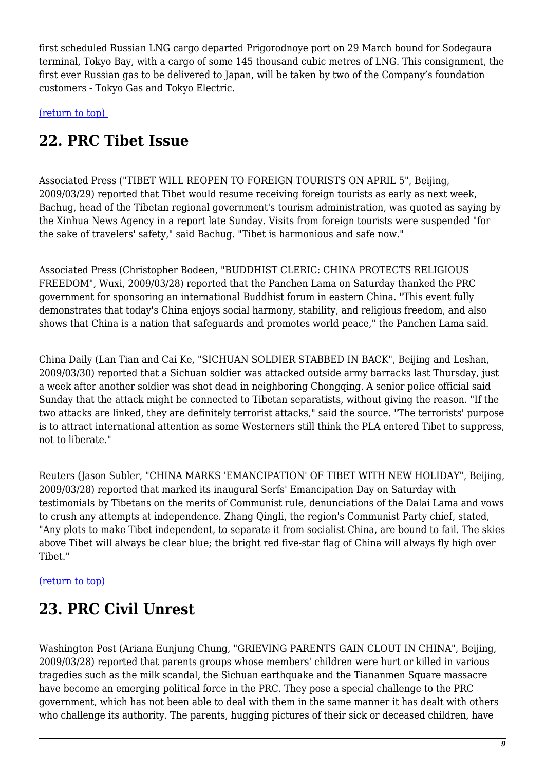first scheduled Russian LNG cargo departed Prigorodnoye port on 29 March bound for Sodegaura terminal, Tokyo Bay, with a cargo of some 145 thousand cubic metres of LNG. This consignment, the first ever Russian gas to be delivered to Japan, will be taken by two of the Company's foundation customers - Tokyo Gas and Tokyo Electric.

(return to top)

## 22. PRC Tibet Issue

Associated Press ("TIBET WILL REOPEN TO FOREIGN TOURISTS ON APRIL 5", Beijing, 2009/03/29) reported that Tibet would resume receiving foreign tourists as early as next week, Bachug, head of the Tibetan regional government's tourism administration, was quoted as saying by the Xinhua News Agency in a report late Sunday. Visits from foreign tourists were suspended "for the sake of travelers' safety," said Bachug. "Tibet is harmonious and safe now."

Associated Press (Christopher Bodeen, "BUDDHIST CLERIC: CHINA PROTECTS RELIGIOUS FREEDOM", Wuxi, 2009/03/28) reported that the Panchen Lama on Saturday thanked the PRC government for sponsoring an international Buddhist forum in eastern China. "This event fully demonstrates that today's China enjoys social harmony, stability, and religious freedom, and also shows that China is a nation that safeguards and promotes world peace," the Panchen Lama said.

China Daily (Lan Tian and Cai Ke, "SICHUAN SOLDIER STABBED IN BACK", Beijing and Leshan, 2009/03/30) reported that a Sichuan soldier was attacked outside army barracks last Thursday, just a week after another soldier was shot dead in neighboring Chongqing. A senior police official said Sunday that the attack might be connected to Tibetan separatists, without giving the reason. "If the two attacks are linked, they are definitely terrorist attacks," said the source. "The terrorists' purpose is to attract international attention as some Westerners still think the PLA entered Tibet to suppress, not to liberate."

Reuters (Jason Subler, "CHINA MARKS 'EMANCIPATION' OF TIBET WITH NEW HOLIDAY", Beijing, 2009/03/28) reported that marked its inaugural Serfs' Emancipation Day on Saturday with testimonials by Tibetans on the merits of Communist rule, denunciations of the Dalai Lama and vows to crush any attempts at independence. Zhang Qingli, the region's Communist Party chief, stated, "Any plots to make Tibet independent, to separate it from socialist China, are bound to fail. The skies above Tibet will always be clear blue; the bright red five-star flag of China will always fly high over Tibet."

(return to top)

## 23. PRC Civil Unrest

Washington Post (Ariana Eunjung Chung, "GRIEVING PARENTS GAIN CLOUT IN CHINA", Beijing, 2009/03/28) reported that parents groups whose members' children were hurt or killed in various tragedies such as the milk scandal, the Sichuan earthquake and the Tiananmen Square massacre have become an emerging political force in the PRC. They pose a special challenge to the PRC government, which has not been able to deal with them in the same manner it has dealt with others who challenge its authority. The parents, hugging pictures of their sick or deceased children, have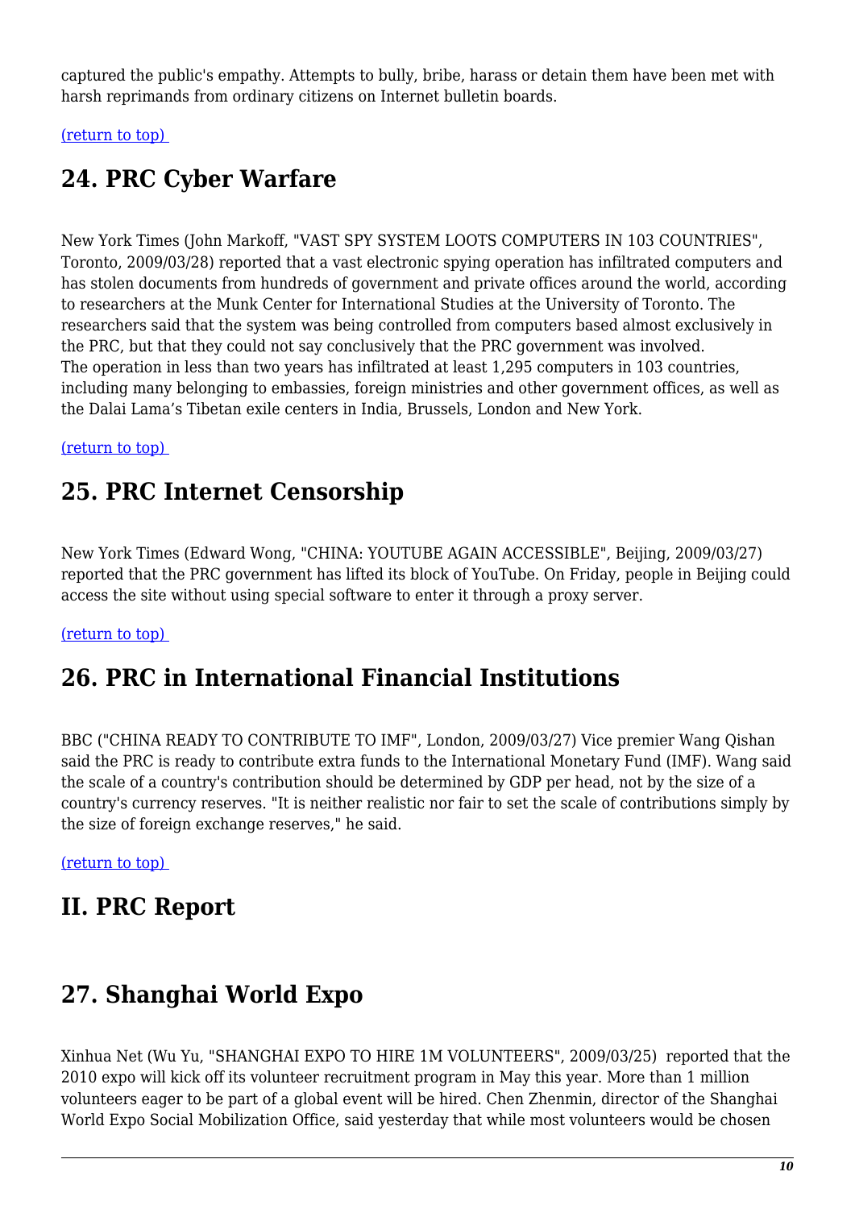captured the public's empathy. Attempts to bully, bribe, harass or detain them have been met with harsh reprimands from ordinary citizens on Internet bulletin boards.

(return to top)

## 24. PRC Cyber Warfare

New York Times (John Markoff, "VAST SPY SYSTEM LOOTS COMPUTERS IN 103 COUNTRIES", Toronto, 2009/03/28) reported that a vast electronic spying operation has infiltrated computers and has stolen documents from hundreds of government and private offices around the world, according to researchers at the Munk Center for International Studies at the University of Toronto. The researchers said that the system was being controlled from computers based almost exclusively in the PRC, but that they could not say conclusively that the PRC government was involved.
The operation in less than two years has infiltrated at least 1,295 computers in 103 countries, including many belonging to embassies, foreign ministries and other government offices, as well as the Dalai Lama's Tibetan exile centers in India, Brussels, London and New York.

(return to top)

## 25. PRC Internet Censorship

New York Times (Edward Wong, "CHINA: YOUTUBE AGAIN ACCESSIBLE", Beijing, 2009/03/27) reported that the PRC government has lifted its block of YouTube. On Friday, people in Beijing could access the site without using special software to enter it through a proxy server.

(return to top)

## 26. PRC in International Financial Institutions

BBC ("CHINA READY TO CONTRIBUTE TO IMF", London, 2009/03/27) Vice premier Wang Qishan said the PRC is ready to contribute extra funds to the International Monetary Fund (IMF). Wang said the scale of a country's contribution should be determined by GDP per head, not by the size of a country's currency reserves. "It is neither realistic nor fair to set the scale of contributions simply by the size of foreign exchange reserves," he said.

(return to top)

## II. PRC Report

## 27. Shanghai World Expo

Xinhua Net (Wu Yu, "SHANGHAI EXPO TO HIRE 1M VOLUNTEERS", 2009/03/25) reported that the 2010 expo will kick off its volunteer recruitment program in May this year. More than 1 million volunteers eager to be part of a global event will be hired. Chen Zhenmin, director of the Shanghai World Expo Social Mobilization Office, said yesterday that while most volunteers would be chosen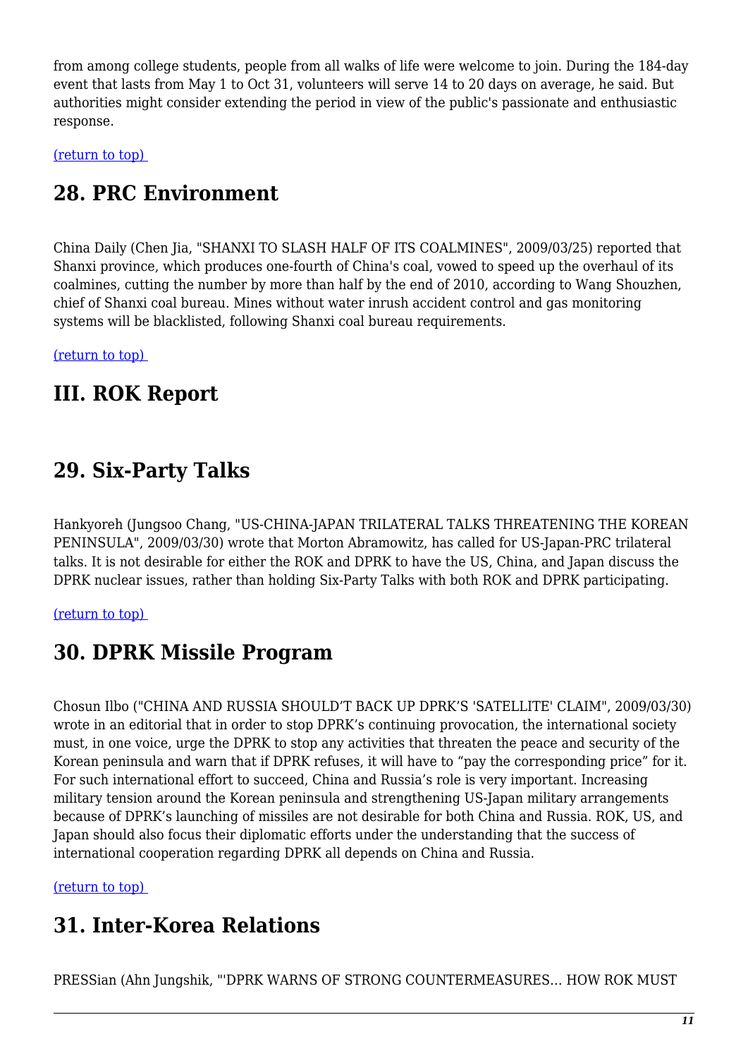from among college students, people from all walks of life were welcome to join. During the 184-day event that lasts from May 1 to Oct 31, volunteers will serve 14 to 20 days on average, he said. But authorities might consider extending the period in view of the public's passionate and enthusiastic response.

(return to top)

## 28. PRC Environment

China Daily (Chen Jia, "SHANXI TO SLASH HALF OF ITS COALMINES", 2009/03/25) reported that Shanxi province, which produces one-fourth of China's coal, vowed to speed up the overhaul of its coalmines, cutting the number by more than half by the end of 2010, according to Wang Shouzhen, chief of Shanxi coal bureau. Mines without water inrush accident control and gas monitoring systems will be blacklisted, following Shanxi coal bureau requirements.

(return to top)

# III. ROK Report

## 29. Six-Party Talks

Hankyoreh (Jungsoo Chang, "US-CHINA-JAPAN TRILATERAL TALKS THREATENING THE KOREAN PENINSULA", 2009/03/30) wrote that Morton Abramowitz, has called for US-Japan-PRC trilateral talks. It is not desirable for either the ROK and DPRK to have the US, China, and Japan discuss the DPRK nuclear issues, rather than holding Six-Party Talks with both ROK and DPRK participating.

(return to top)

## 30. DPRK Missile Program

Chosun Ilbo ("CHINA AND RUSSIA SHOULD'T BACK UP DPRK'S 'SATELLITE' CLAIM", 2009/03/30) wrote in an editorial that in order to stop DPRK's continuing provocation, the international society must, in one voice, urge the DPRK to stop any activities that threaten the peace and security of the Korean peninsula and warn that if DPRK refuses, it will have to "pay the corresponding price" for it. For such international effort to succeed, China and Russia's role is very important. Increasing military tension around the Korean peninsula and strengthening US-Japan military arrangements because of DPRK's launching of missiles are not desirable for both China and Russia. ROK, US, and Japan should also focus their diplomatic efforts under the understanding that the success of international cooperation regarding DPRK all depends on China and Russia.

(return to top)

## 31. Inter-Korea Relations

PRESSian (Ahn Jungshik, "'DPRK WARNS OF STRONG COUNTERMEASURES... HOW ROK MUST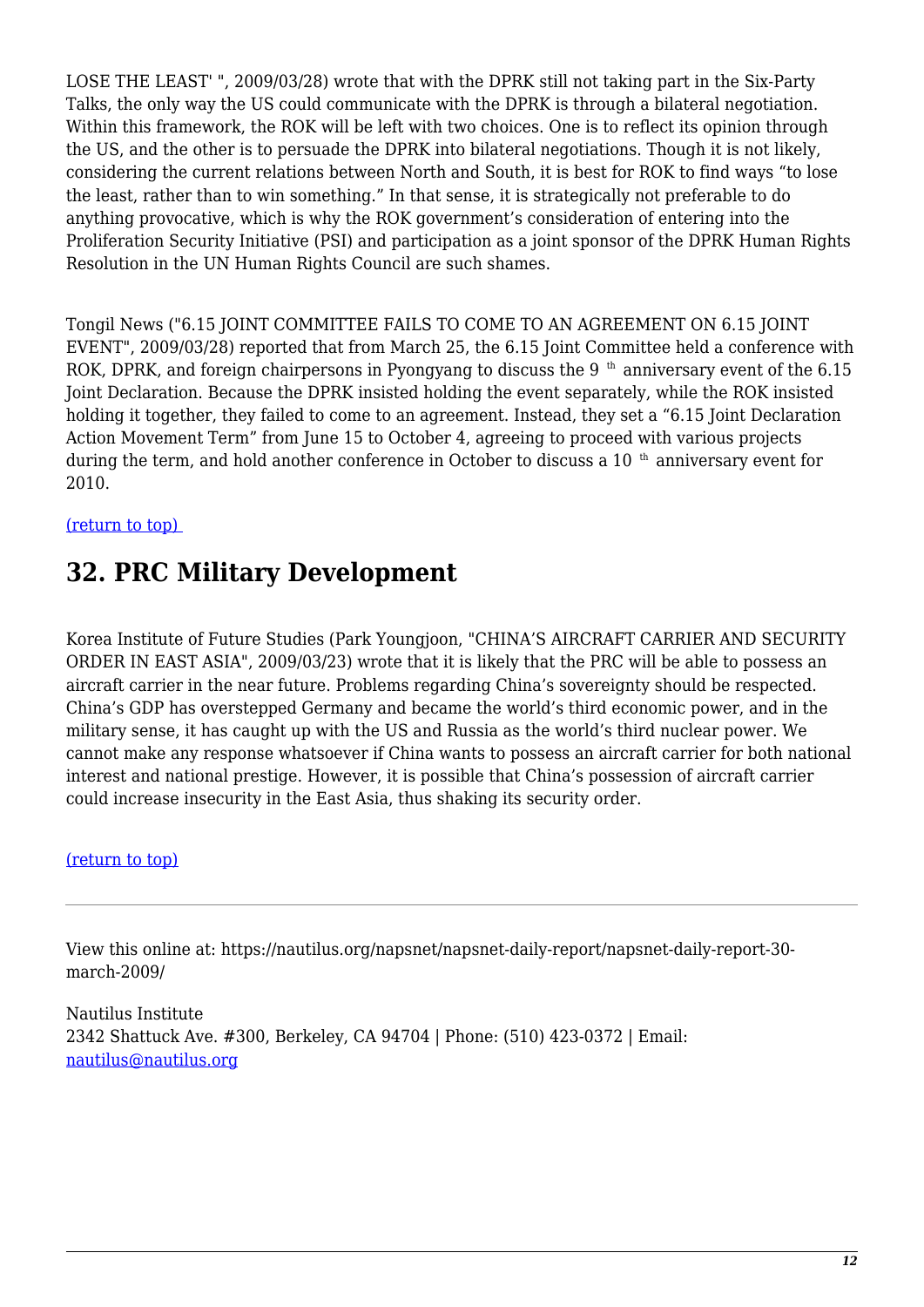LOSE THE LEAST' ", 2009/03/28) wrote that with the DPRK still not taking part in the Six-Party Talks, the only way the US could communicate with the DPRK is through a bilateral negotiation. Within this framework, the ROK will be left with two choices. One is to reflect its opinion through the US, and the other is to persuade the DPRK into bilateral negotiations. Though it is not likely, considering the current relations between North and South, it is best for ROK to find ways "to lose the least, rather than to win something." In that sense, it is strategically not preferable to do anything provocative, which is why the ROK government's consideration of entering into the Proliferation Security Initiative (PSI) and participation as a joint sponsor of the DPRK Human Rights Resolution in the UN Human Rights Council are such shames.

Tongil News ("6.15 JOINT COMMITTEE FAILS TO COME TO AN AGREEMENT ON 6.15 JOINT EVENT", 2009/03/28) reported that from March 25, the 6.15 Joint Committee held a conference with ROK, DPRK, and foreign chairpersons in Pyongyang to discuss the 9th anniversary event of the 6.15 Joint Declaration. Because the DPRK insisted holding the event separately, while the ROK insisted holding it together, they failed to come to an agreement. Instead, they set a "6.15 Joint Declaration Action Movement Term" from June 15 to October 4, agreeing to proceed with various projects during the term, and hold another conference in October to discuss a 10th anniversary event for 2010.

(return to top)

## 32. PRC Military Development

Korea Institute of Future Studies (Park Youngjoon, "CHINA'S AIRCRAFT CARRIER AND SECURITY ORDER IN EAST ASIA", 2009/03/23) wrote that it is likely that the PRC will be able to possess an aircraft carrier in the near future. Problems regarding China's sovereignty should be respected. China's GDP has overstepped Germany and became the world's third economic power, and in the military sense, it has caught up with the US and Russia as the world's third nuclear power. We cannot make any response whatsoever if China wants to possess an aircraft carrier for both national interest and national prestige. However, it is possible that China's possession of aircraft carrier could increase insecurity in the East Asia, thus shaking its security order.

(return to top)

---

View this online at: https://nautilus.org/napsnet/napsnet-daily-report/napsnet-daily-report-30-march-2009/

Nautilus Institute
2342 Shattuck Ave. #300, Berkeley, CA 94704 | Phone: (510) 423-0372 | Email: nautilus@nautilus.org